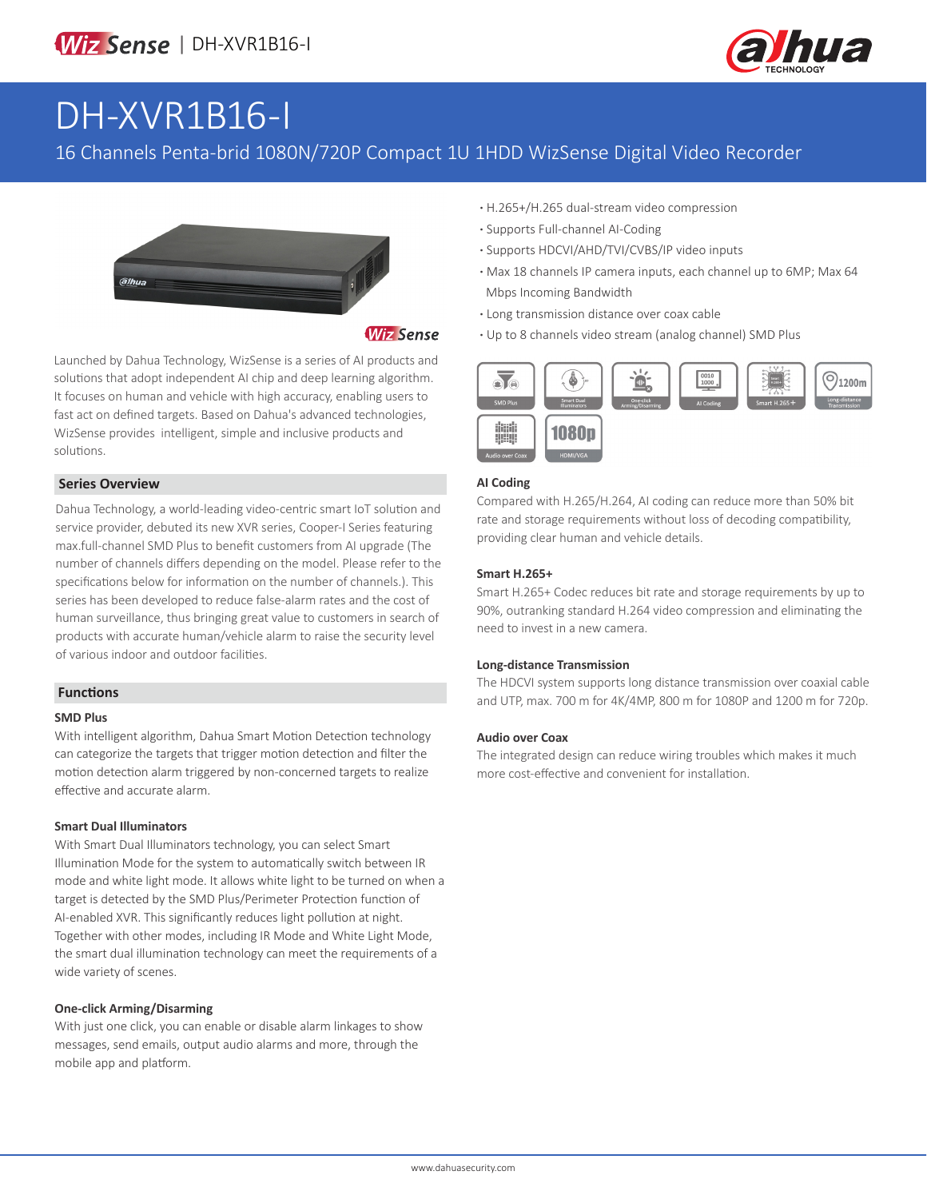# DH-XVR1B16-I

16 Channels Penta-brid 1080N/720P Compact 1U 1HDD WizSense Digital Video Recorder

- H.265+/H.265 dual-stream video compression
- Supports Full-channel AI-Coding
- Supports HDCVI/AHD/TVI/CVBS/IP video inputs
- Max 18 channels IP camera inputs, each channel up to 6MP; Max 64 Mbps Incoming Bandwidth
- Long transmission distance over coax cable
- Up to 8 channels video stream (analog channel) SMD Plus

Launched by Dahua Technology, WizSense is a series of AI products and solutions that adopt independent AI chip and deep learning algorithm. It focuses on human and vehicle with high accuracy, enabling users to fast act on defined targets. Based on Dahua's advanced technologies, WizSense provides intelligent, simple and inclusive products and solutions.

## Series Overview

Dahua Technology, a world-leading video-centric smart IoT solution and service provider, debuted its new XVR series, Cooper-I Series featuring max.full-channel SMD Plus to benefit customers from AI upgrade (The number of channels differs depending on the model. Please refer to the specifications below for information on the number of channels.). This series has been developed to reduce false-alarm rates and the cost of human surveillance, thus bringing great value to customers in search of products with accurate human/vehicle alarm to raise the security level of various indoor and outdoor facilities.

## Functions

### SMD Plus

With intelligent algorithm, Dahua Smart Motion Detection technology can categorize the targets that trigger motion detection and filter the motion detection alarm triggered by non-concerned targets to realize effective and accurate alarm.

### Smart Dual Illuminators

With Smart Dual Illuminators technology, you can select Smart Illumination Mode for the system to automatically switch between IR mode and white light mode. It allows white light to be turned on when a target is detected by the SMD Plus/Perimeter Protection function of AI-enabled XVR. This significantly reduces light pollution at night. Together with other modes, including IR Mode and White Light Mode, the smart dual illumination technology can meet the requirements of a wide variety of scenes.

### One-click Arming/Disarming

With just one click, you can enable or disable alarm linkages to show messages, send emails, output audio alarms and more, through the mobile app and platform.

### AI Coding

Compared with H.265/H.264, AI coding can reduce more than 50% bit rate and storage requirements without loss of decoding compatibility, providing clear human and vehicle details.

### Smart H.265+

Smart H.265+ Codec reduces bit rate and storage requirements by up to 90%, outranking standard H.264 video compression and eliminating the need to invest in a new camera.

### Long-distance Transmission

The HDCVI system supports long distance transmission over coaxial cable and UTP, max. 700 m for 4K/4MP, 800 m for 1080P and 1200 m for 720p.

### Audio over Coax

The integrated design can reduce wiring troubles which makes it much more cost-effective and convenient for installation.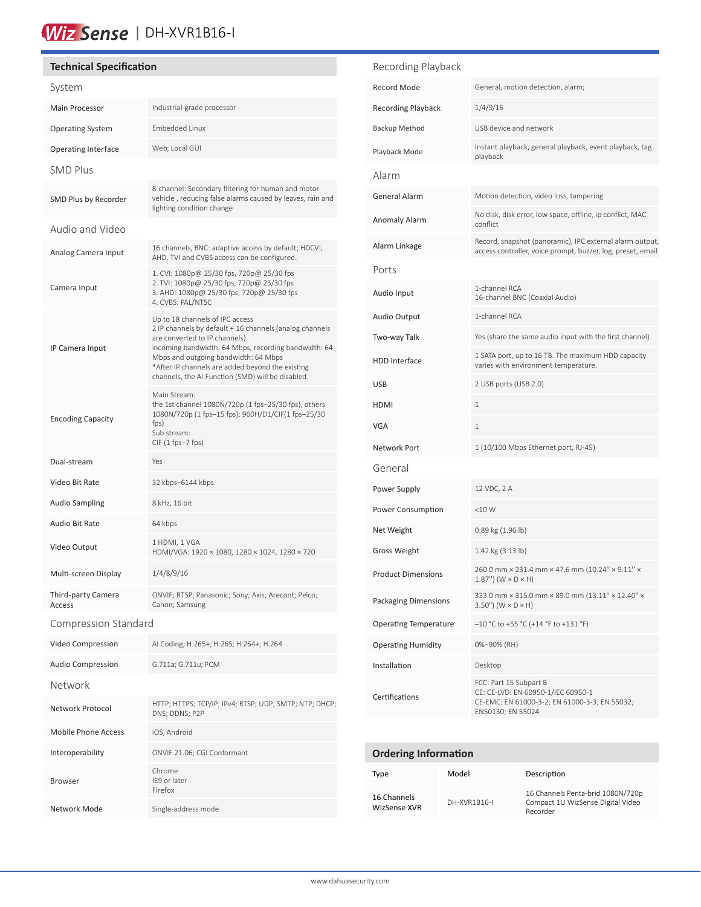# WizSense | DH-XVR1B16-I

## Technical Specification

### System

| | |
|---|---|
| Main Processor | Industrial-grade processor |
| Operating System | Embedded Linux |
| Operating Interface | Web; Local GUI |

### SMD Plus

| | |
|---|---|
| SMD Plus by Recorder | 8-channel: Secondary filtering for human and motor vehicle , reducing false alarms caused by leaves, rain and lighting condition change |

### Audio and Video

| | |
|---|---|
| Analog Camera Input | 16 channels, BNC: adaptive access by default; HDCVI, AHD, TVI and CVBS access can be configured. |
| Camera Input | 1. CVI: 1080p@ 25/30 fps, 720p@ 25/30 fps<br>2. TVI: 1080p@ 25/30 fps, 720p@ 25/30 fps<br>3. AHD: 1080p@ 25/30 fps, 720p@ 25/30 fps<br>4. CVBS: PAL/NTSC |
| IP Camera Input | Up to 18 channels of IPC access<br>2 IP channels by default + 16 channels (analog channels are converted to IP channels)<br>incoming bandwidth: 64 Mbps, recording bandwidth: 64 Mbps and outgoing bandwidth: 64 Mbps<br>*After IP channels are added beyond the existing channels, the AI Function (SMD) will be disabled. |
| Encoding Capacity | Main Stream:<br>the 1st channel 1080N/720p (1 fps–25/30 fps), others 1080N/720p (1 fps–15 fps); 960H/D1/CIF(1 fps–25/30 fps)<br>Sub stream:<br>CIF (1 fps–7 fps) |
| Dual-stream | Yes |
| Video Bit Rate | 32 kbps–6144 kbps |
| Audio Sampling | 8 kHz, 16 bit |
| Audio Bit Rate | 64 kbps |
| Video Output | 1 HDMI, 1 VGA<br>HDMI/VGA: 1920 × 1080, 1280 × 1024, 1280 × 720 |
| Multi-screen Display | 1/4/8/9/16 |
| Third-party Camera Access | ONVIF; RTSP; Panasonic; Sony; Axis; Arecont; Pelco; Canon; Samsung |

### Compression Standard

| | |
|---|---|
| Video Compression | AI Coding; H.265+; H.265; H.264+; H.264 |
| Audio Compression | G.711a; G.711u; PCM |

### Network

| | |
|---|---|
| Network Protocol | HTTP; HTTPS; TCP/IP; IPv4; RTSP; UDP; SMTP; NTP; DHCP; DNS; DDNS; P2P |
| Mobile Phone Access | iOS, Android |
| Interoperability | ONVIF 21.06; CGI Conformant |
| Browser | Chrome<br>IE9 or later<br>Firefox |
| Network Mode | Single-address mode |

### Recording Playback

| | |
|---|---|
| Record Mode | General, motion detection, alarm; |
| Recording Playback | 1/4/9/16 |
| Backup Method | USB device and network |
| Playback Mode | Instant playback, general playback, event playback, tag playback |

### Alarm

| | |
|---|---|
| General Alarm | Motion detection, video loss, tampering |
| Anomaly Alarm | No disk, disk error, low space, offline, ip conflict, MAC conflict |
| Alarm Linkage | Record, snapshot (panoramic), IPC external alarm output, access controller, voice prompt, buzzer, log, preset, email |

### Ports

| | |
|---|---|
| Audio Input | 1-channel RCA<br>16-channel BNC (Coaxial Audio) |
| Audio Output | 1-channel RCA |
| Two-way Talk | Yes (share the same audio input with the first channel) |
| HDD Interface | 1 SATA port, up to 16 TB. The maximum HDD capacity varies with environment temperature. |
| USB | 2 USB ports (USB 2.0) |
| HDMI | 1 |
| VGA | 1 |
| Network Port | 1 (10/100 Mbps Ethernet port, RJ-45) |

### General

| | |
|---|---|
| Power Supply | 12 VDC, 2 A |
| Power Consumption | <10 W |
| Net Weight | 0.89 kg (1.96 lb) |
| Gross Weight | 1.42 kg (3.13 lb) |
| Product Dimensions | 260.0 mm × 231.4 mm × 47.6 mm (10.24" × 9.11" × 1.87") (W × D × H) |
| Packaging Dimensions | 333.0 mm × 315.0 mm × 89.0 mm (13.11" × 12.40" × 3.50") (W × D × H) |
| Operating Temperature | –10 °C to +55 °C (+14 °F to +131 °F) |
| Operating Humidity | 0%–90% (RH) |
| Installation | Desktop |
| Certifications | FCC: Part 15 Subpart B<br>CE: CE-LVD: EN 60950-1/IEC 60950-1<br>CE-EMC: EN 61000-3-2; EN 61000-3-3; EN 55032; EN50130; EN 55024 |

## Ordering Information

| Type | Model | Description |
|---|---|---|
| 16 Channels WizSense XVR | DH-XVR1B16-I | 16 Channels Penta-brid 1080N/720p Compact 1U WizSense Digital Video Recorder |

www.dahuasecurity.com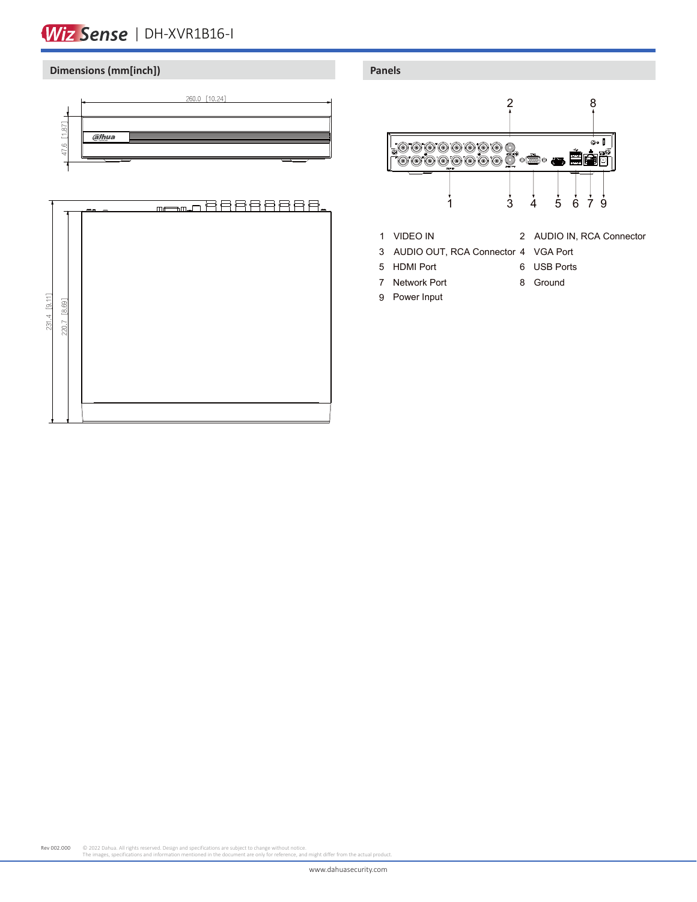## Dimensions (mm[inch])

260.0 [10.24]

47.6 [1.87]

231.4 [9.11]

220.7 [8.69]

## Panels

| | | | |
|---|---|---|---|
| 1 | VIDEO IN | 2 | AUDIO IN, RCA Connector |
| 3 | AUDIO OUT, RCA Connector | 4 | VGA Port |
| 5 | HDMI Port | 6 | USB Ports |
| 7 | Network Port | 8 | Ground |
| 9 | Power Input | | |

Rev 002.000 © 2022 Dahua. All rights reserved. Design and specifications are subject to change without notice.
The images, specifications and information mentioned in the document are only for reference, and might differ from the actual product.

www.dahuasecurity.com